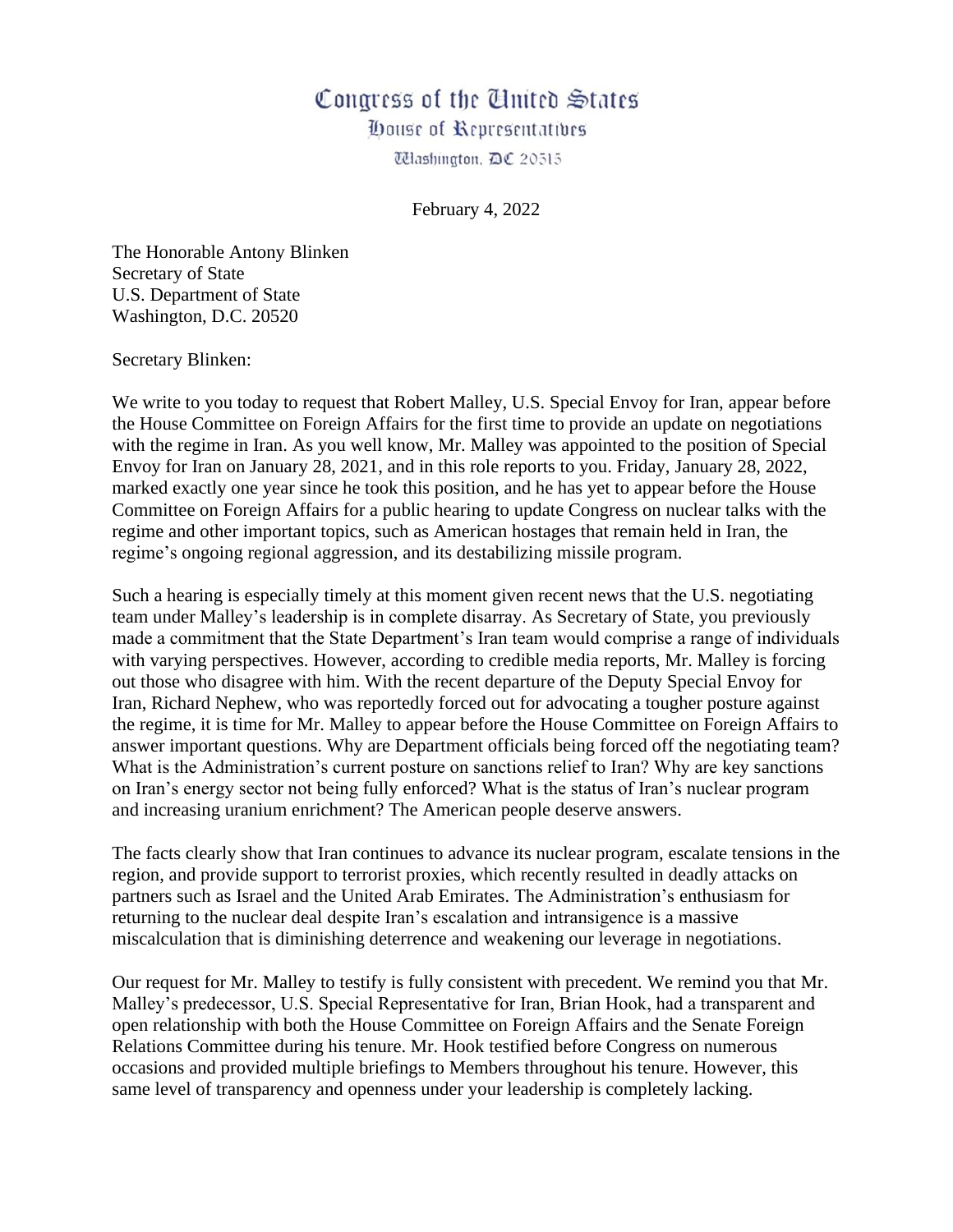# Congress of the United States
## House of Representatives
Washington, DC 20515

February 4, 2022

The Honorable Antony Blinken
Secretary of State
U.S. Department of State
Washington, D.C. 20520

Secretary Blinken:

We write to you today to request that Robert Malley, U.S. Special Envoy for Iran, appear before the House Committee on Foreign Affairs for the first time to provide an update on negotiations with the regime in Iran. As you well know, Mr. Malley was appointed to the position of Special Envoy for Iran on January 28, 2021, and in this role reports to you. Friday, January 28, 2022, marked exactly one year since he took this position, and he has yet to appear before the House Committee on Foreign Affairs for a public hearing to update Congress on nuclear talks with the regime and other important topics, such as American hostages that remain held in Iran, the regime's ongoing regional aggression, and its destabilizing missile program.

Such a hearing is especially timely at this moment given recent news that the U.S. negotiating team under Malley's leadership is in complete disarray. As Secretary of State, you previously made a commitment that the State Department's Iran team would comprise a range of individuals with varying perspectives. However, according to credible media reports, Mr. Malley is forcing out those who disagree with him. With the recent departure of the Deputy Special Envoy for Iran, Richard Nephew, who was reportedly forced out for advocating a tougher posture against the regime, it is time for Mr. Malley to appear before the House Committee on Foreign Affairs to answer important questions. Why are Department officials being forced off the negotiating team? What is the Administration's current posture on sanctions relief to Iran? Why are key sanctions on Iran's energy sector not being fully enforced? What is the status of Iran's nuclear program and increasing uranium enrichment? The American people deserve answers.

The facts clearly show that Iran continues to advance its nuclear program, escalate tensions in the region, and provide support to terrorist proxies, which recently resulted in deadly attacks on partners such as Israel and the United Arab Emirates. The Administration's enthusiasm for returning to the nuclear deal despite Iran's escalation and intransigence is a massive miscalculation that is diminishing deterrence and weakening our leverage in negotiations.

Our request for Mr. Malley to testify is fully consistent with precedent. We remind you that Mr. Malley's predecessor, U.S. Special Representative for Iran, Brian Hook, had a transparent and open relationship with both the House Committee on Foreign Affairs and the Senate Foreign Relations Committee during his tenure. Mr. Hook testified before Congress on numerous occasions and provided multiple briefings to Members throughout his tenure. However, this same level of transparency and openness under your leadership is completely lacking.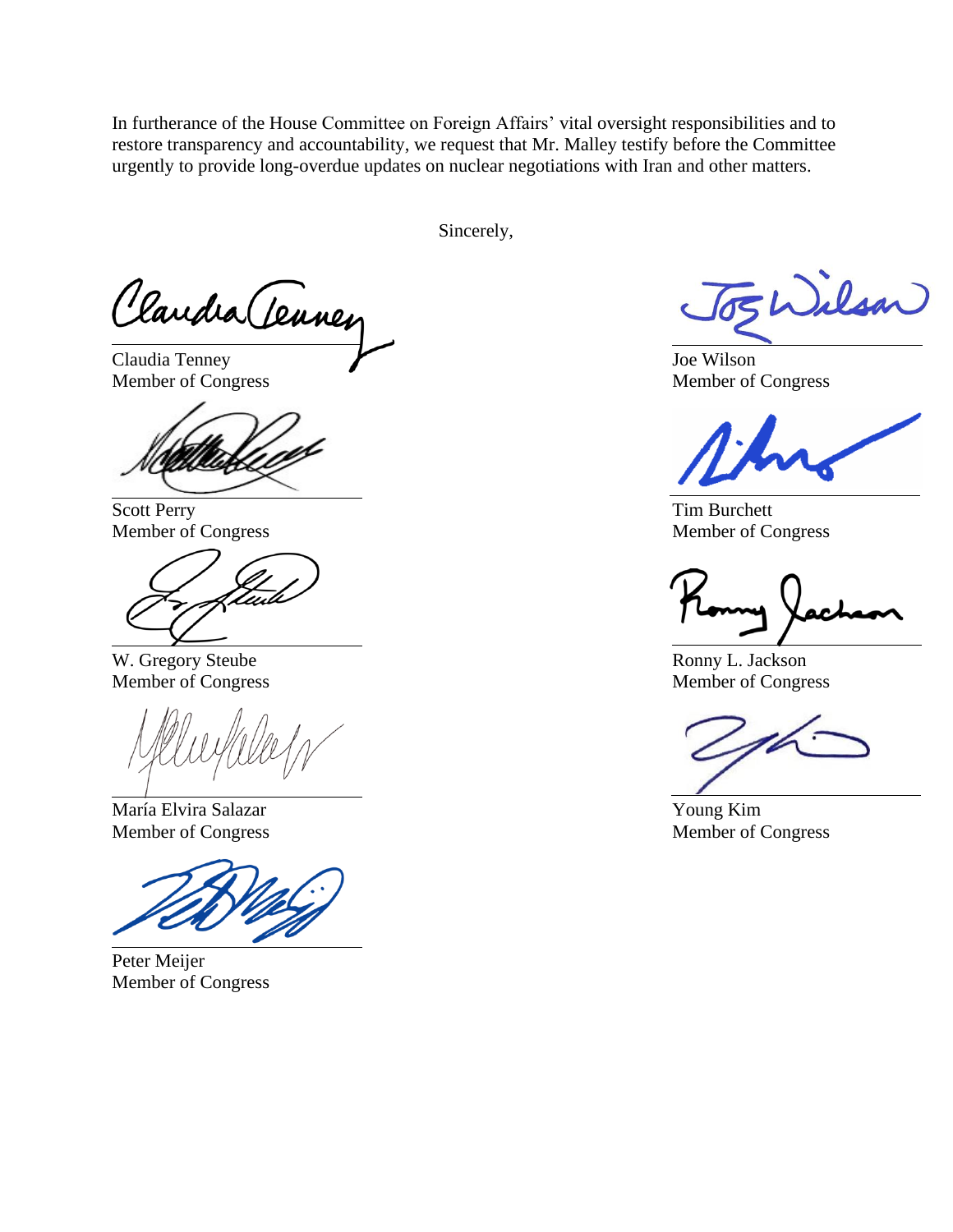In furtherance of the House Committee on Foreign Affairs' vital oversight responsibilities and to restore transparency and accountability, we request that Mr. Malley testify before the Committee urgently to provide long-overdue updates on nuclear negotiations with Iran and other matters.

Sincerely,

Claudia Tenney
Member of Congress

Joe Wilson
Member of Congress

Scott Perry
Member of Congress

Tim Burchett
Member of Congress

W. Gregory Steube
Member of Congress

Ronny L. Jackson
Member of Congress

María Elvira Salazar
Member of Congress

Young Kim
Member of Congress

Peter Meijer
Member of Congress